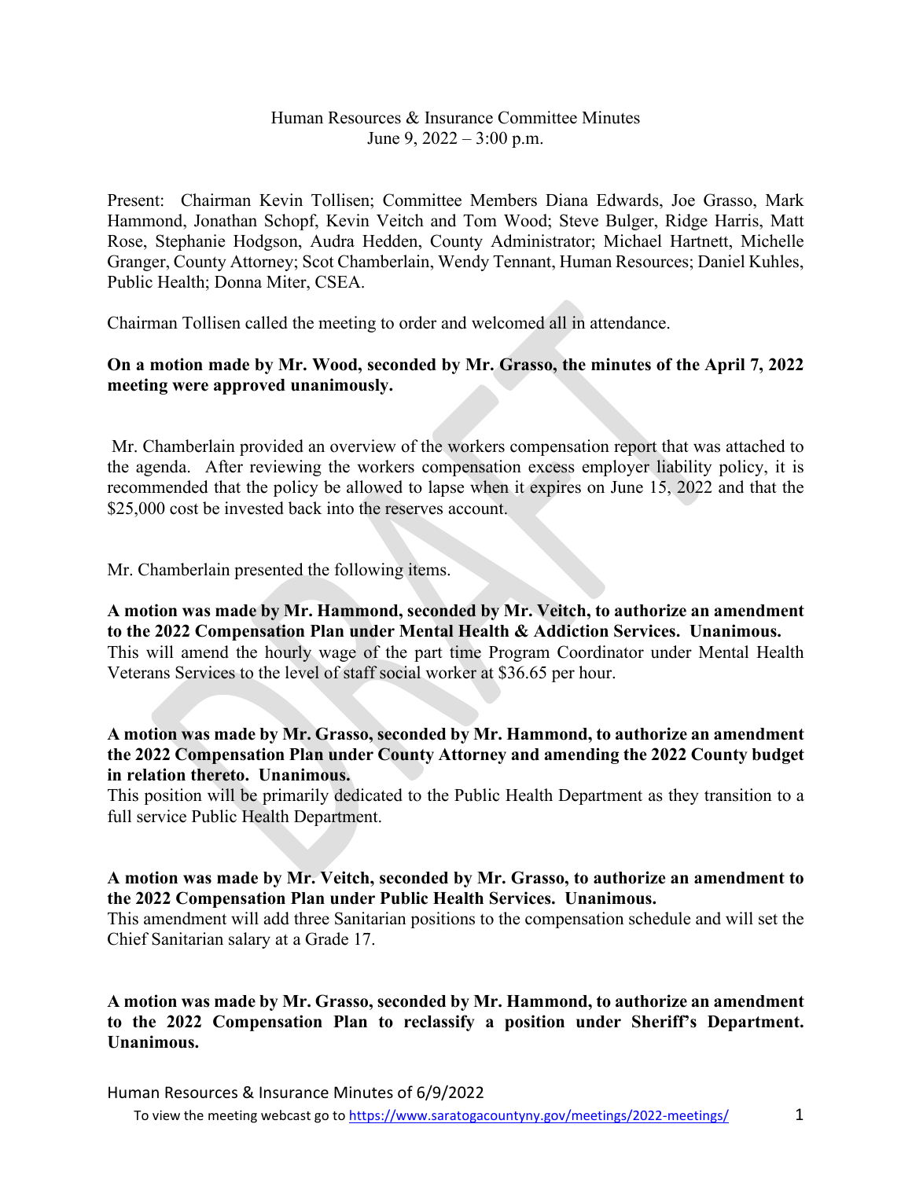Human Resources & Insurance Committee Minutes
June 9, 2022 – 3:00 p.m.

Present: Chairman Kevin Tollisen; Committee Members Diana Edwards, Joe Grasso, Mark Hammond, Jonathan Schopf, Kevin Veitch and Tom Wood; Steve Bulger, Ridge Harris, Matt Rose, Stephanie Hodgson, Audra Hedden, County Administrator; Michael Hartnett, Michelle Granger, County Attorney; Scot Chamberlain, Wendy Tennant, Human Resources; Daniel Kuhles, Public Health; Donna Miter, CSEA.

Chairman Tollisen called the meeting to order and welcomed all in attendance.

**On a motion made by Mr. Wood, seconded by Mr. Grasso, the minutes of the April 7, 2022 meeting were approved unanimously.**

Mr. Chamberlain provided an overview of the workers compensation report that was attached to the agenda. After reviewing the workers compensation excess employer liability policy, it is recommended that the policy be allowed to lapse when it expires on June 15, 2022 and that the $25,000 cost be invested back into the reserves account.

Mr. Chamberlain presented the following items.

**A motion was made by Mr. Hammond, seconded by Mr. Veitch, to authorize an amendment to the 2022 Compensation Plan under Mental Health & Addiction Services. Unanimous.**
This will amend the hourly wage of the part time Program Coordinator under Mental Health Veterans Services to the level of staff social worker at $36.65 per hour.

**A motion was made by Mr. Grasso, seconded by Mr. Hammond, to authorize an amendment the 2022 Compensation Plan under County Attorney and amending the 2022 County budget in relation thereto. Unanimous.**
This position will be primarily dedicated to the Public Health Department as they transition to a full service Public Health Department.

**A motion was made by Mr. Veitch, seconded by Mr. Grasso, to authorize an amendment to the 2022 Compensation Plan under Public Health Services. Unanimous.**
This amendment will add three Sanitarian positions to the compensation schedule and will set the Chief Sanitarian salary at a Grade 17.

**A motion was made by Mr. Grasso, seconded by Mr. Hammond, to authorize an amendment to the 2022 Compensation Plan to reclassify a position under Sheriff's Department. Unanimous.**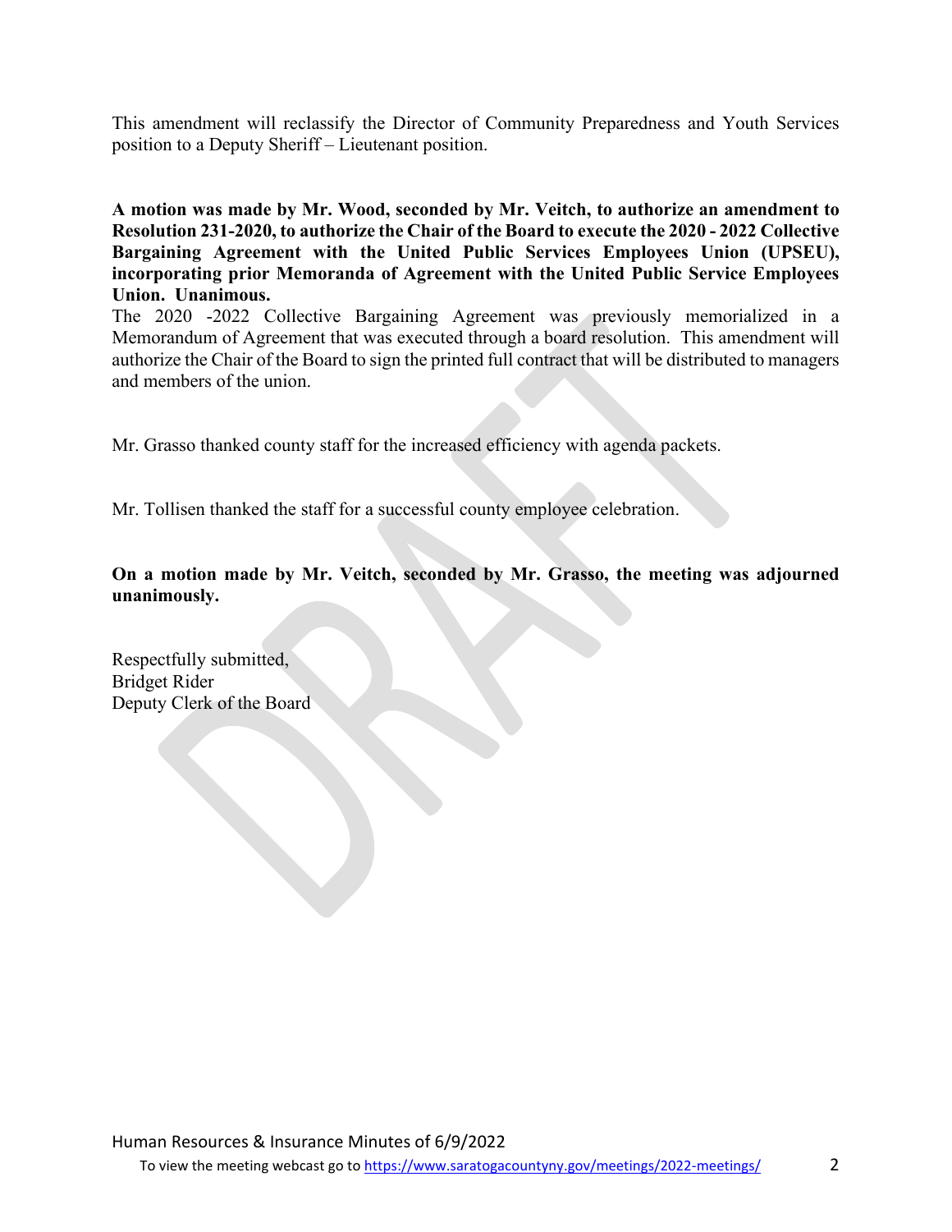This amendment will reclassify the Director of Community Preparedness and Youth Services position to a Deputy Sheriff – Lieutenant position.

**A motion was made by Mr. Wood, seconded by Mr. Veitch, to authorize an amendment to Resolution 231-2020, to authorize the Chair of the Board to execute the 2020 - 2022 Collective Bargaining Agreement with the United Public Services Employees Union (UPSEU), incorporating prior Memoranda of Agreement with the United Public Service Employees Union. Unanimous.**

The 2020 -2022 Collective Bargaining Agreement was previously memorialized in a Memorandum of Agreement that was executed through a board resolution. This amendment will authorize the Chair of the Board to sign the printed full contract that will be distributed to managers and members of the union.

Mr. Grasso thanked county staff for the increased efficiency with agenda packets.

Mr. Tollisen thanked the staff for a successful county employee celebration.

**On a motion made by Mr. Veitch, seconded by Mr. Grasso, the meeting was adjourned unanimously.**

Respectfully submitted,
Bridget Rider
Deputy Clerk of the Board